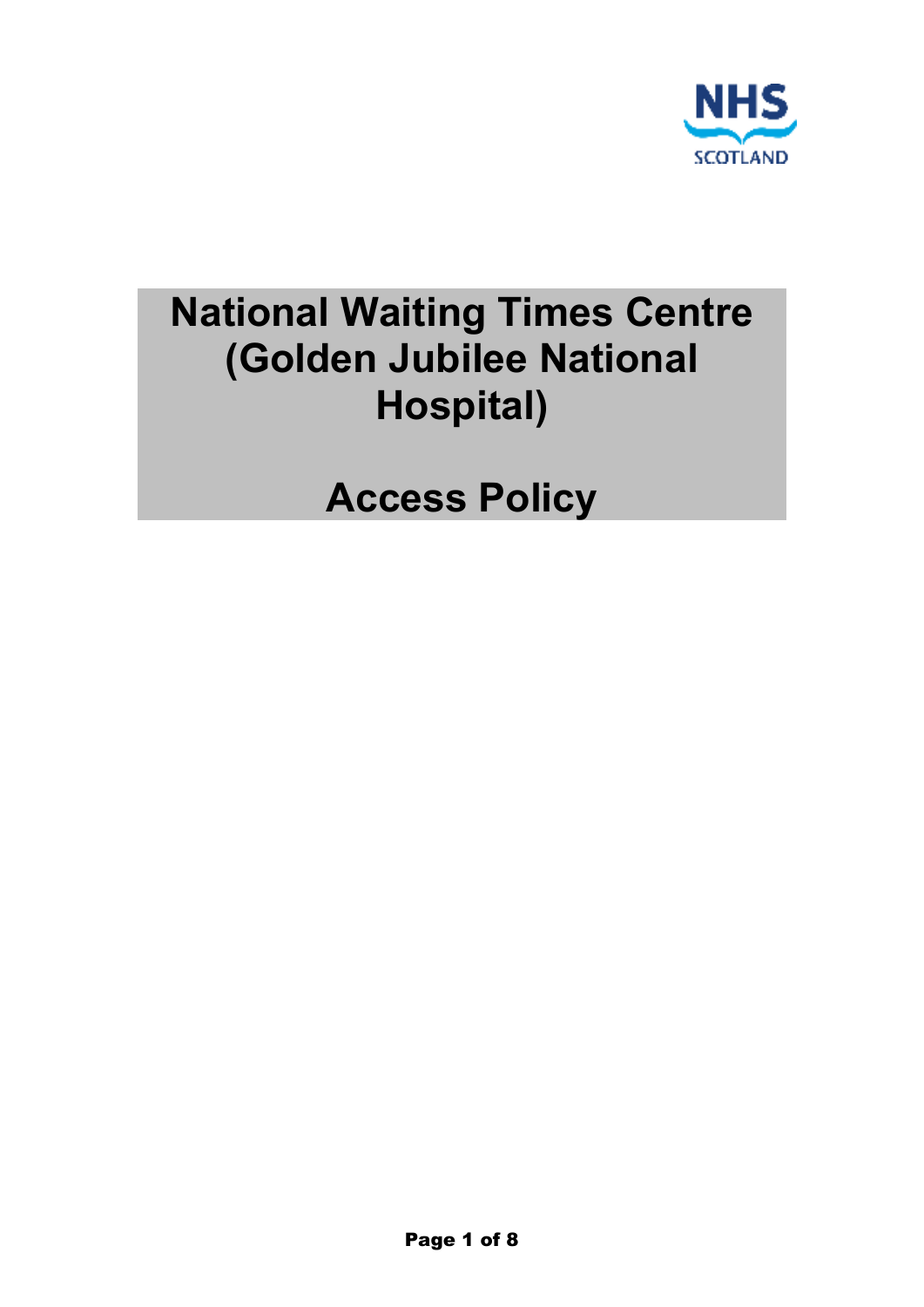NHS SCOTLAND

# National Waiting Times Centre (Golden Jubilee National Hospital)

# Access Policy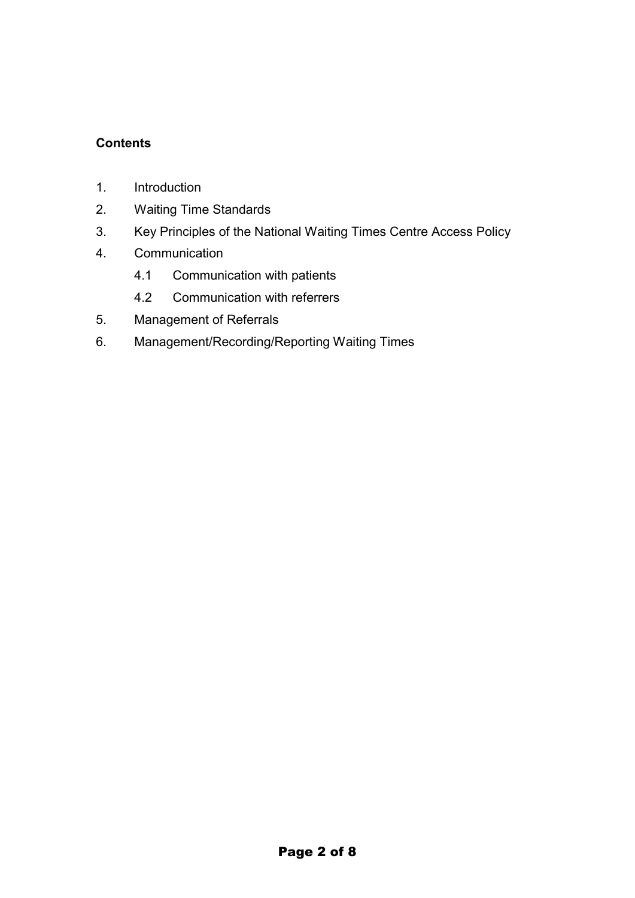**Contents**

1. Introduction
2. Waiting Time Standards
3. Key Principles of the National Waiting Times Centre Access Policy
4. Communication
   - 4.1 Communication with patients
   - 4.2 Communication with referrers
5. Management of Referrals
6. Management/Recording/Reporting Waiting Times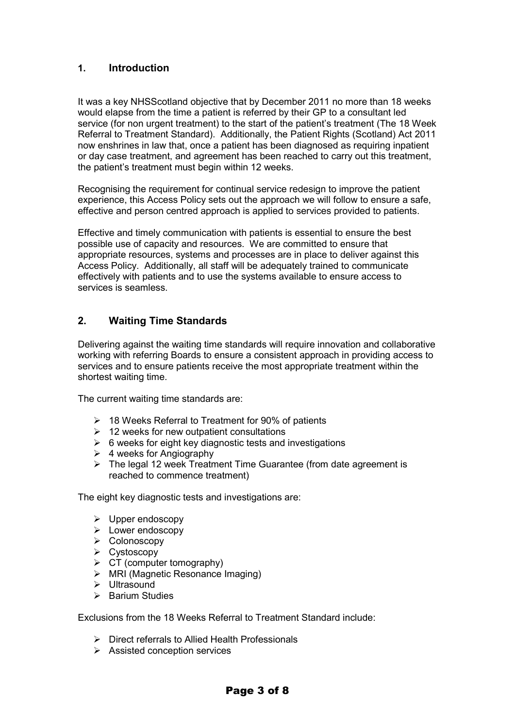## 1. Introduction

It was a key NHSScotland objective that by December 2011 no more than 18 weeks would elapse from the time a patient is referred by their GP to a consultant led service (for non urgent treatment) to the start of the patient's treatment (The 18 Week Referral to Treatment Standard). Additionally, the Patient Rights (Scotland) Act 2011 now enshrines in law that, once a patient has been diagnosed as requiring inpatient or day case treatment, and agreement has been reached to carry out this treatment, the patient's treatment must begin within 12 weeks.

Recognising the requirement for continual service redesign to improve the patient experience, this Access Policy sets out the approach we will follow to ensure a safe, effective and person centred approach is applied to services provided to patients.

Effective and timely communication with patients is essential to ensure the best possible use of capacity and resources. We are committed to ensure that appropriate resources, systems and processes are in place to deliver against this Access Policy. Additionally, all staff will be adequately trained to communicate effectively with patients and to use the systems available to ensure access to services is seamless.

## 2. Waiting Time Standards

Delivering against the waiting time standards will require innovation and collaborative working with referring Boards to ensure a consistent approach in providing access to services and to ensure patients receive the most appropriate treatment within the shortest waiting time.

The current waiting time standards are:

- 18 Weeks Referral to Treatment for 90% of patients
- 12 weeks for new outpatient consultations
- 6 weeks for eight key diagnostic tests and investigations
- 4 weeks for Angiography
- The legal 12 week Treatment Time Guarantee (from date agreement is reached to commence treatment)

The eight key diagnostic tests and investigations are:

- Upper endoscopy
- Lower endoscopy
- Colonoscopy
- Cystoscopy
- CT (computer tomography)
- MRI (Magnetic Resonance Imaging)
- Ultrasound
- Barium Studies

Exclusions from the 18 Weeks Referral to Treatment Standard include:

- Direct referrals to Allied Health Professionals
- Assisted conception services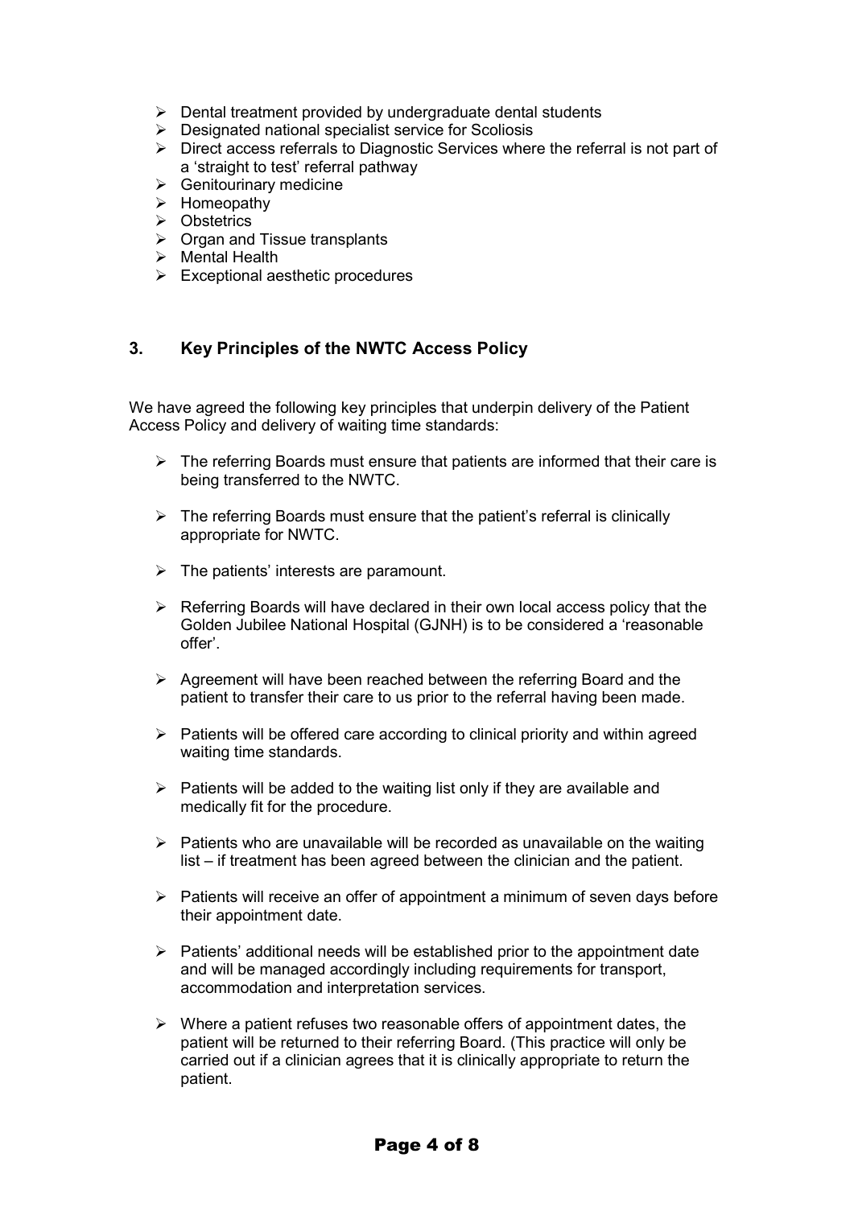- Dental treatment provided by undergraduate dental students
- Designated national specialist service for Scoliosis
- Direct access referrals to Diagnostic Services where the referral is not part of a 'straight to test' referral pathway
- Genitourinary medicine
- Homeopathy
- Obstetrics
- Organ and Tissue transplants
- Mental Health
- Exceptional aesthetic procedures

## 3. Key Principles of the NWTC Access Policy

We have agreed the following key principles that underpin delivery of the Patient Access Policy and delivery of waiting time standards:

- The referring Boards must ensure that patients are informed that their care is being transferred to the NWTC.
- The referring Boards must ensure that the patient's referral is clinically appropriate for NWTC.
- The patients' interests are paramount.
- Referring Boards will have declared in their own local access policy that the Golden Jubilee National Hospital (GJNH) is to be considered a 'reasonable offer'.
- Agreement will have been reached between the referring Board and the patient to transfer their care to us prior to the referral having been made.
- Patients will be offered care according to clinical priority and within agreed waiting time standards.
- Patients will be added to the waiting list only if they are available and medically fit for the procedure.
- Patients who are unavailable will be recorded as unavailable on the waiting list – if treatment has been agreed between the clinician and the patient.
- Patients will receive an offer of appointment a minimum of seven days before their appointment date.
- Patients' additional needs will be established prior to the appointment date and will be managed accordingly including requirements for transport, accommodation and interpretation services.
- Where a patient refuses two reasonable offers of appointment dates, the patient will be returned to their referring Board. (This practice will only be carried out if a clinician agrees that it is clinically appropriate to return the patient.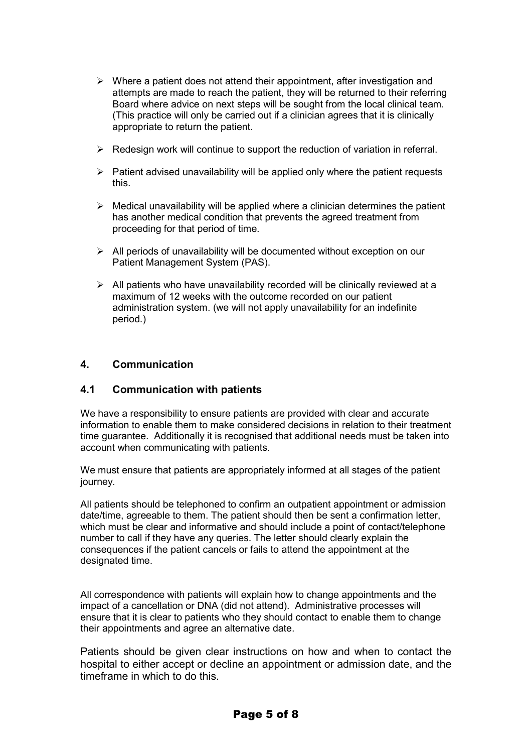- Where a patient does not attend their appointment, after investigation and attempts are made to reach the patient, they will be returned to their referring Board where advice on next steps will be sought from the local clinical team. (This practice will only be carried out if a clinician agrees that it is clinically appropriate to return the patient.

- Redesign work will continue to support the reduction of variation in referral.

- Patient advised unavailability will be applied only where the patient requests this.

- Medical unavailability will be applied where a clinician determines the patient has another medical condition that prevents the agreed treatment from proceeding for that period of time.

- All periods of unavailability will be documented without exception on our Patient Management System (PAS).

- All patients who have unavailability recorded will be clinically reviewed at a maximum of 12 weeks with the outcome recorded on our patient administration system. (we will not apply unavailability for an indefinite period.)

## 4. Communication

### 4.1 Communication with patients

We have a responsibility to ensure patients are provided with clear and accurate information to enable them to make considered decisions in relation to their treatment time guarantee. Additionally it is recognised that additional needs must be taken into account when communicating with patients.

We must ensure that patients are appropriately informed at all stages of the patient journey.

All patients should be telephoned to confirm an outpatient appointment or admission date/time, agreeable to them. The patient should then be sent a confirmation letter, which must be clear and informative and should include a point of contact/telephone number to call if they have any queries. The letter should clearly explain the consequences if the patient cancels or fails to attend the appointment at the designated time.

All correspondence with patients will explain how to change appointments and the impact of a cancellation or DNA (did not attend). Administrative processes will ensure that it is clear to patients who they should contact to enable them to change their appointments and agree an alternative date.

Patients should be given clear instructions on how and when to contact the hospital to either accept or decline an appointment or admission date, and the timeframe in which to do this.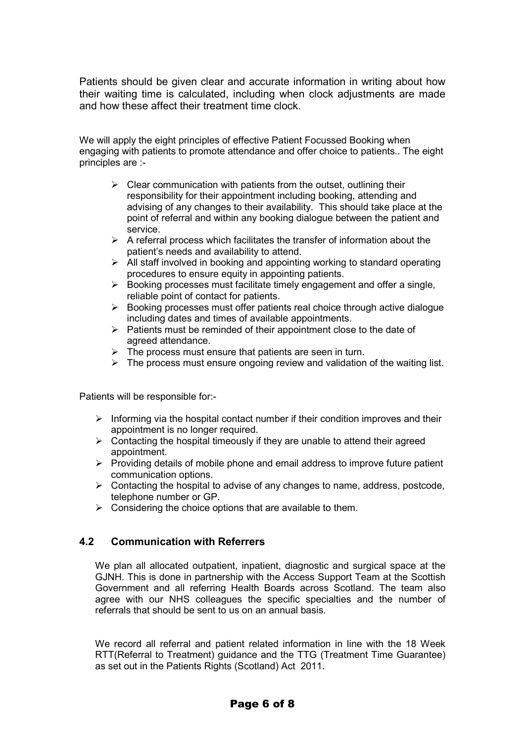Patients should be given clear and accurate information in writing about how their waiting time is calculated, including when clock adjustments are made and how these affect their treatment time clock.

We will apply the eight principles of effective Patient Focussed Booking when engaging with patients to promote attendance and offer choice to patients.. The eight principles are :-

- Clear communication with patients from the outset, outlining their responsibility for their appointment including booking, attending and advising of any changes to their availability. This should take place at the point of referral and within any booking dialogue between the patient and service.
- A referral process which facilitates the transfer of information about the patient's needs and availability to attend.
- All staff involved in booking and appointing working to standard operating procedures to ensure equity in appointing patients.
- Booking processes must facilitate timely engagement and offer a single, reliable point of contact for patients.
- Booking processes must offer patients real choice through active dialogue including dates and times of available appointments.
- Patients must be reminded of their appointment close to the date of agreed attendance.
- The process must ensure that patients are seen in turn.
- The process must ensure ongoing review and validation of the waiting list.

Patients will be responsible for:-

- Informing via the hospital contact number if their condition improves and their appointment is no longer required.
- Contacting the hospital timeously if they are unable to attend their agreed appointment.
- Providing details of mobile phone and email address to improve future patient communication options.
- Contacting the hospital to advise of any changes to name, address, postcode, telephone number or GP.
- Considering the choice options that are available to them.

## 4.2 Communication with Referrers

We plan all allocated outpatient, inpatient, diagnostic and surgical space at the GJNH. This is done in partnership with the Access Support Team at the Scottish Government and all referring Health Boards across Scotland. The team also agree with our NHS colleagues the specific specialties and the number of referrals that should be sent to us on an annual basis.

We record all referral and patient related information in line with the 18 Week RTT(Referral to Treatment) guidance and the TTG (Treatment Time Guarantee) as set out in the Patients Rights (Scotland) Act 2011.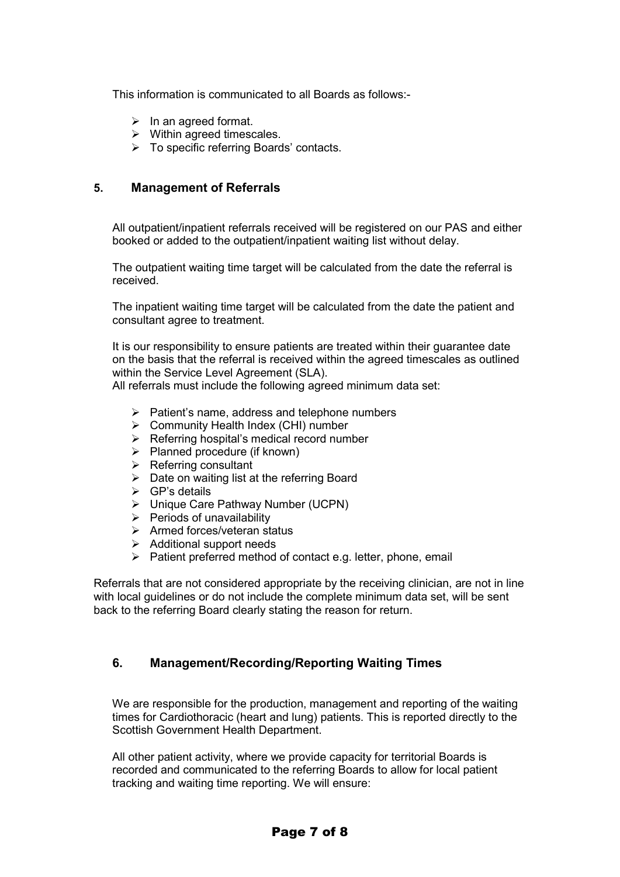This information is communicated to all Boards as follows:-

- In an agreed format.
- Within agreed timescales.
- To specific referring Boards' contacts.

## 5. Management of Referrals

All outpatient/inpatient referrals received will be registered on our PAS and either booked or added to the outpatient/inpatient waiting list without delay.

The outpatient waiting time target will be calculated from the date the referral is received.

The inpatient waiting time target will be calculated from the date the patient and consultant agree to treatment.

It is our responsibility to ensure patients are treated within their guarantee date on the basis that the referral is received within the agreed timescales as outlined within the Service Level Agreement (SLA).
All referrals must include the following agreed minimum data set:

- Patient's name, address and telephone numbers
- Community Health Index (CHI) number
- Referring hospital's medical record number
- Planned procedure (if known)
- Referring consultant
- Date on waiting list at the referring Board
- GP's details
- Unique Care Pathway Number (UCPN)
- Periods of unavailability
- Armed forces/veteran status
- Additional support needs
- Patient preferred method of contact e.g. letter, phone, email

Referrals that are not considered appropriate by the receiving clinician, are not in line with local guidelines or do not include the complete minimum data set, will be sent back to the referring Board clearly stating the reason for return.

## 6. Management/Recording/Reporting Waiting Times

We are responsible for the production, management and reporting of the waiting times for Cardiothoracic (heart and lung) patients. This is reported directly to the Scottish Government Health Department.

All other patient activity, where we provide capacity for territorial Boards is recorded and communicated to the referring Boards to allow for local patient tracking and waiting time reporting. We will ensure: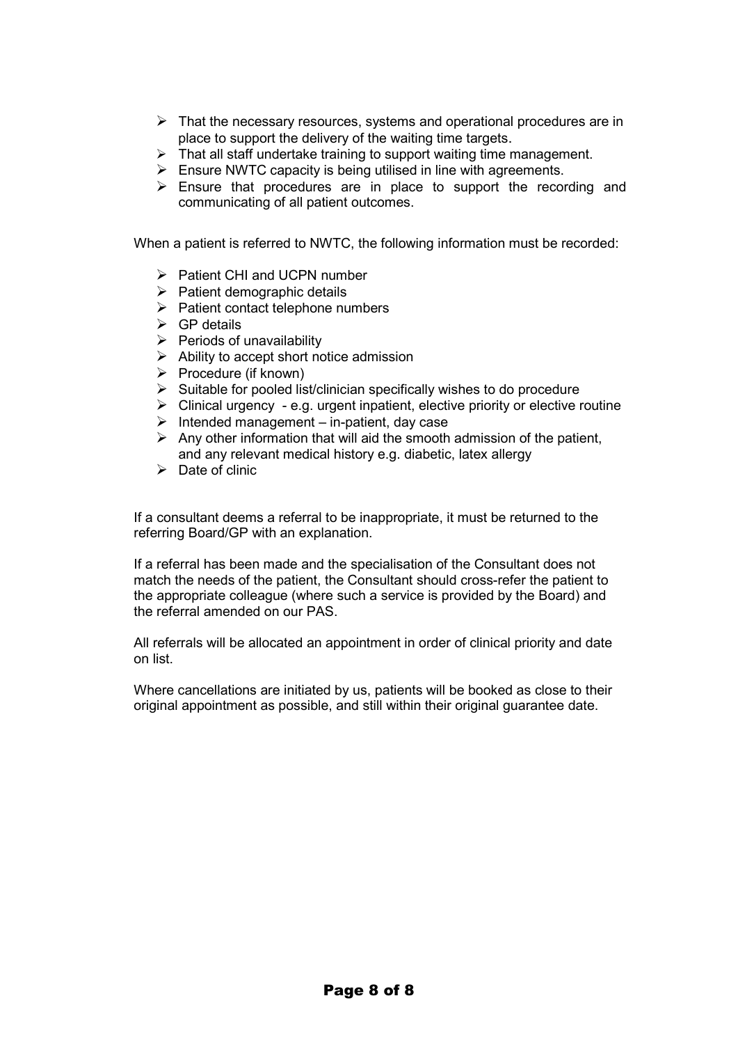- That the necessary resources, systems and operational procedures are in place to support the delivery of the waiting time targets.
- That all staff undertake training to support waiting time management.
- Ensure NWTC capacity is being utilised in line with agreements.
- Ensure that procedures are in place to support the recording and communicating of all patient outcomes.

When a patient is referred to NWTC, the following information must be recorded:

- Patient CHI and UCPN number
- Patient demographic details
- Patient contact telephone numbers
- GP details
- Periods of unavailability
- Ability to accept short notice admission
- Procedure (if known)
- Suitable for pooled list/clinician specifically wishes to do procedure
- Clinical urgency - e.g. urgent inpatient, elective priority or elective routine
- Intended management – in-patient, day case
- Any other information that will aid the smooth admission of the patient, and any relevant medical history e.g. diabetic, latex allergy
- Date of clinic

If a consultant deems a referral to be inappropriate, it must be returned to the referring Board/GP with an explanation.

If a referral has been made and the specialisation of the Consultant does not match the needs of the patient, the Consultant should cross-refer the patient to the appropriate colleague (where such a service is provided by the Board) and the referral amended on our PAS.

All referrals will be allocated an appointment in order of clinical priority and date on list.

Where cancellations are initiated by us, patients will be booked as close to their original appointment as possible, and still within their original guarantee date.